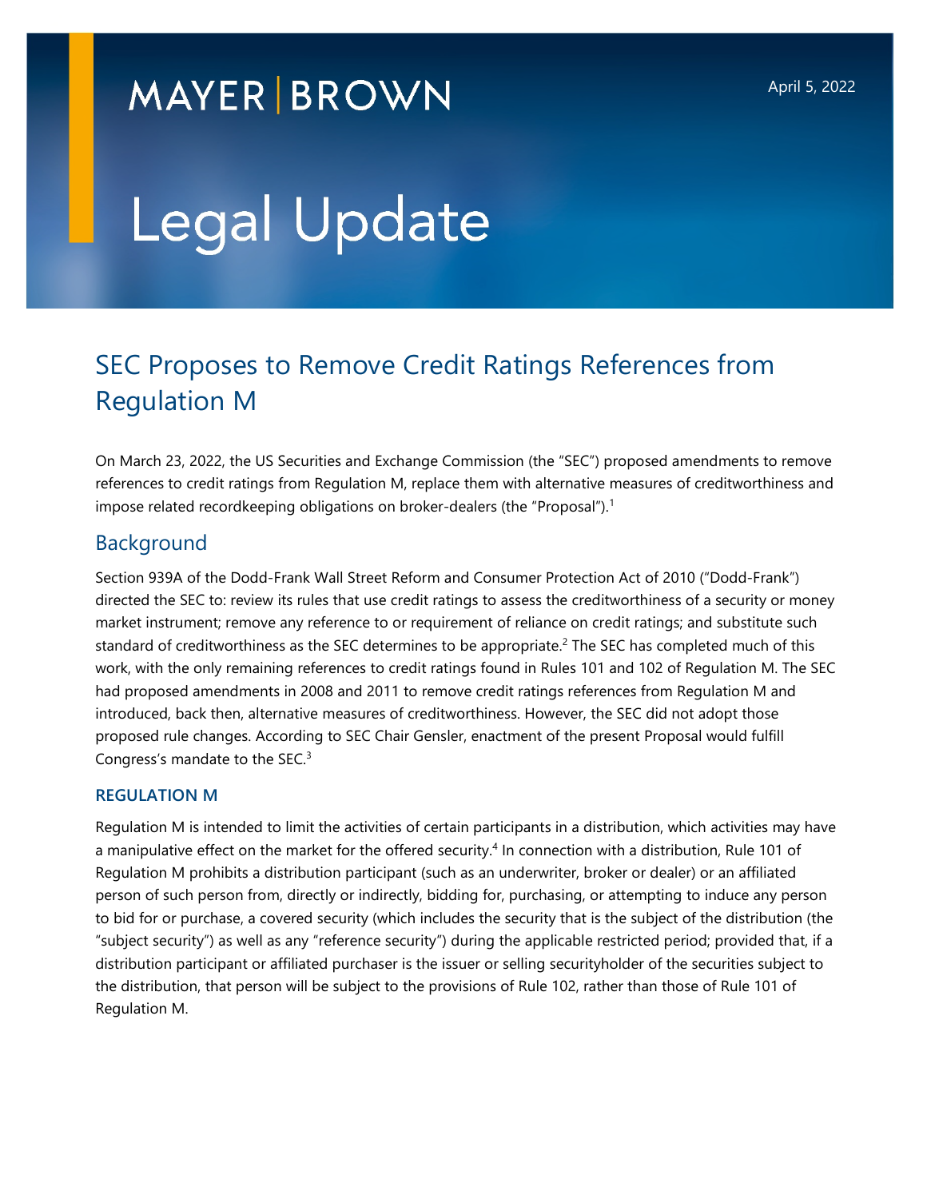MAYER | BROWN

April 5, 2022

# Legal Update

## SEC Proposes to Remove Credit Ratings References from Regulation M

On March 23, 2022, the US Securities and Exchange Commission (the "SEC") proposed amendments to remove references to credit ratings from Regulation M, replace them with alternative measures of creditworthiness and impose related recordkeeping obligations on broker-dealers (the "Proposal").[1]

## Background

Section 939A of the Dodd-Frank Wall Street Reform and Consumer Protection Act of 2010 ("Dodd-Frank") directed the SEC to: review its rules that use credit ratings to assess the creditworthiness of a security or money market instrument; remove any reference to or requirement of reliance on credit ratings; and substitute such standard of creditworthiness as the SEC determines to be appropriate.[2] The SEC has completed much of this work, with the only remaining references to credit ratings found in Rules 101 and 102 of Regulation M. The SEC had proposed amendments in 2008 and 2011 to remove credit ratings references from Regulation M and introduced, back then, alternative measures of creditworthiness. However, the SEC did not adopt those proposed rule changes. According to SEC Chair Gensler, enactment of the present Proposal would fulfill Congress's mandate to the SEC.[3]

### REGULATION M

Regulation M is intended to limit the activities of certain participants in a distribution, which activities may have a manipulative effect on the market for the offered security.[4] In connection with a distribution, Rule 101 of Regulation M prohibits a distribution participant (such as an underwriter, broker or dealer) or an affiliated person of such person from, directly or indirectly, bidding for, purchasing, or attempting to induce any person to bid for or purchase, a covered security (which includes the security that is the subject of the distribution (the "subject security") as well as any "reference security") during the applicable restricted period; provided that, if a distribution participant or affiliated purchaser is the issuer or selling securityholder of the securities subject to the distribution, that person will be subject to the provisions of Rule 102, rather than those of Rule 101 of Regulation M.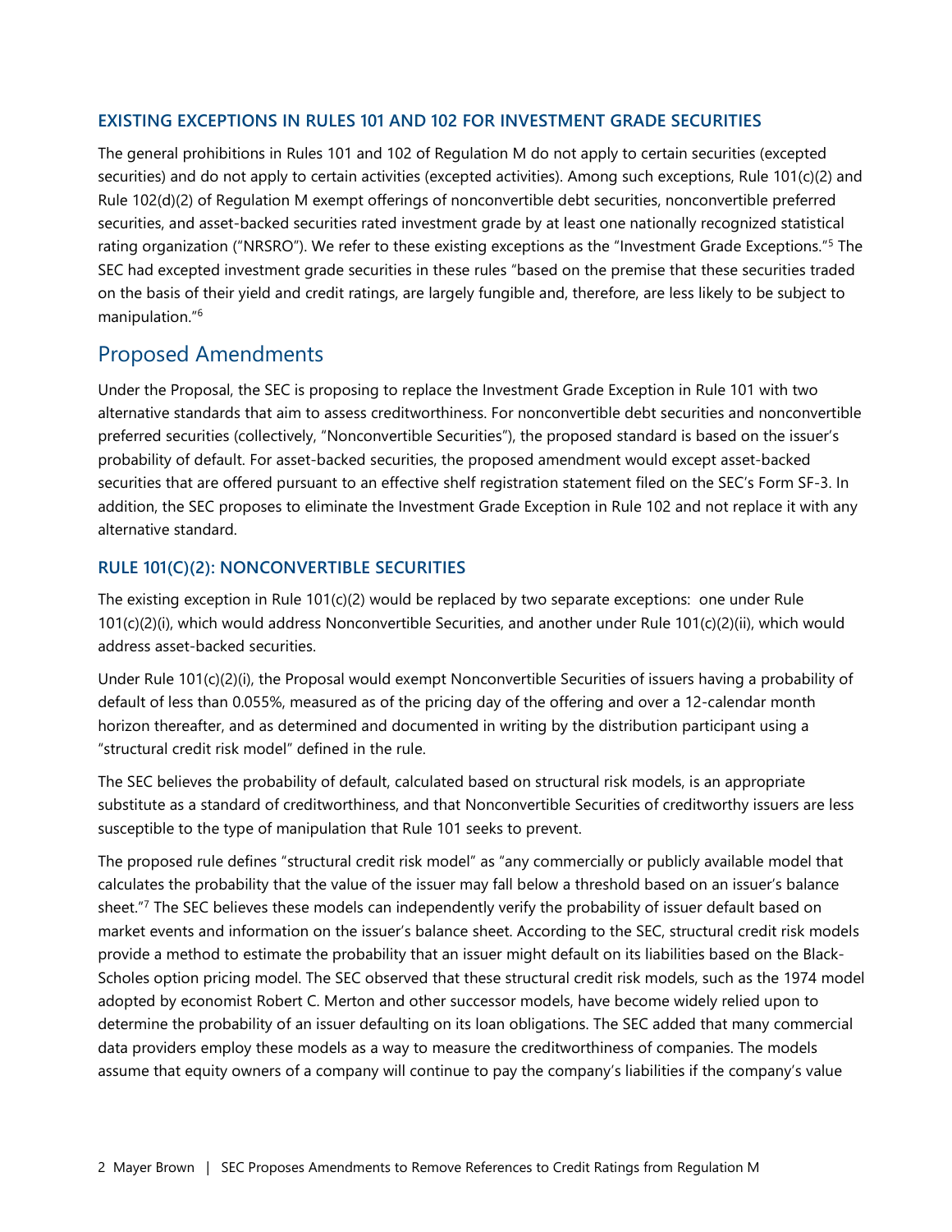### EXISTING EXCEPTIONS IN RULES 101 AND 102 FOR INVESTMENT GRADE SECURITIES

The general prohibitions in Rules 101 and 102 of Regulation M do not apply to certain securities (excepted securities) and do not apply to certain activities (excepted activities). Among such exceptions, Rule 101(c)(2) and Rule 102(d)(2) of Regulation M exempt offerings of nonconvertible debt securities, nonconvertible preferred securities, and asset-backed securities rated investment grade by at least one nationally recognized statistical rating organization ("NRSRO"). We refer to these existing exceptions as the "Investment Grade Exceptions."[5] The SEC had excepted investment grade securities in these rules "based on the premise that these securities traded on the basis of their yield and credit ratings, are largely fungible and, therefore, are less likely to be subject to manipulation."[6]

## Proposed Amendments

Under the Proposal, the SEC is proposing to replace the Investment Grade Exception in Rule 101 with two alternative standards that aim to assess creditworthiness. For nonconvertible debt securities and nonconvertible preferred securities (collectively, "Nonconvertible Securities"), the proposed standard is based on the issuer's probability of default. For asset-backed securities, the proposed amendment would except asset-backed securities that are offered pursuant to an effective shelf registration statement filed on the SEC's Form SF-3. In addition, the SEC proposes to eliminate the Investment Grade Exception in Rule 102 and not replace it with any alternative standard.

### RULE 101(C)(2): NONCONVERTIBLE SECURITIES

The existing exception in Rule 101(c)(2) would be replaced by two separate exceptions: one under Rule 101(c)(2)(i), which would address Nonconvertible Securities, and another under Rule 101(c)(2)(ii), which would address asset-backed securities.

Under Rule 101(c)(2)(i), the Proposal would exempt Nonconvertible Securities of issuers having a probability of default of less than 0.055%, measured as of the pricing day of the offering and over a 12-calendar month horizon thereafter, and as determined and documented in writing by the distribution participant using a "structural credit risk model" defined in the rule.

The SEC believes the probability of default, calculated based on structural risk models, is an appropriate substitute as a standard of creditworthiness, and that Nonconvertible Securities of creditworthy issuers are less susceptible to the type of manipulation that Rule 101 seeks to prevent.

The proposed rule defines "structural credit risk model" as "any commercially or publicly available model that calculates the probability that the value of the issuer may fall below a threshold based on an issuer's balance sheet."[7] The SEC believes these models can independently verify the probability of issuer default based on market events and information on the issuer's balance sheet. According to the SEC, structural credit risk models provide a method to estimate the probability that an issuer might default on its liabilities based on the Black-Scholes option pricing model. The SEC observed that these structural credit risk models, such as the 1974 model adopted by economist Robert C. Merton and other successor models, have become widely relied upon to determine the probability of an issuer defaulting on its loan obligations. The SEC added that many commercial data providers employ these models as a way to measure the creditworthiness of companies. The models assume that equity owners of a company will continue to pay the company's liabilities if the company's value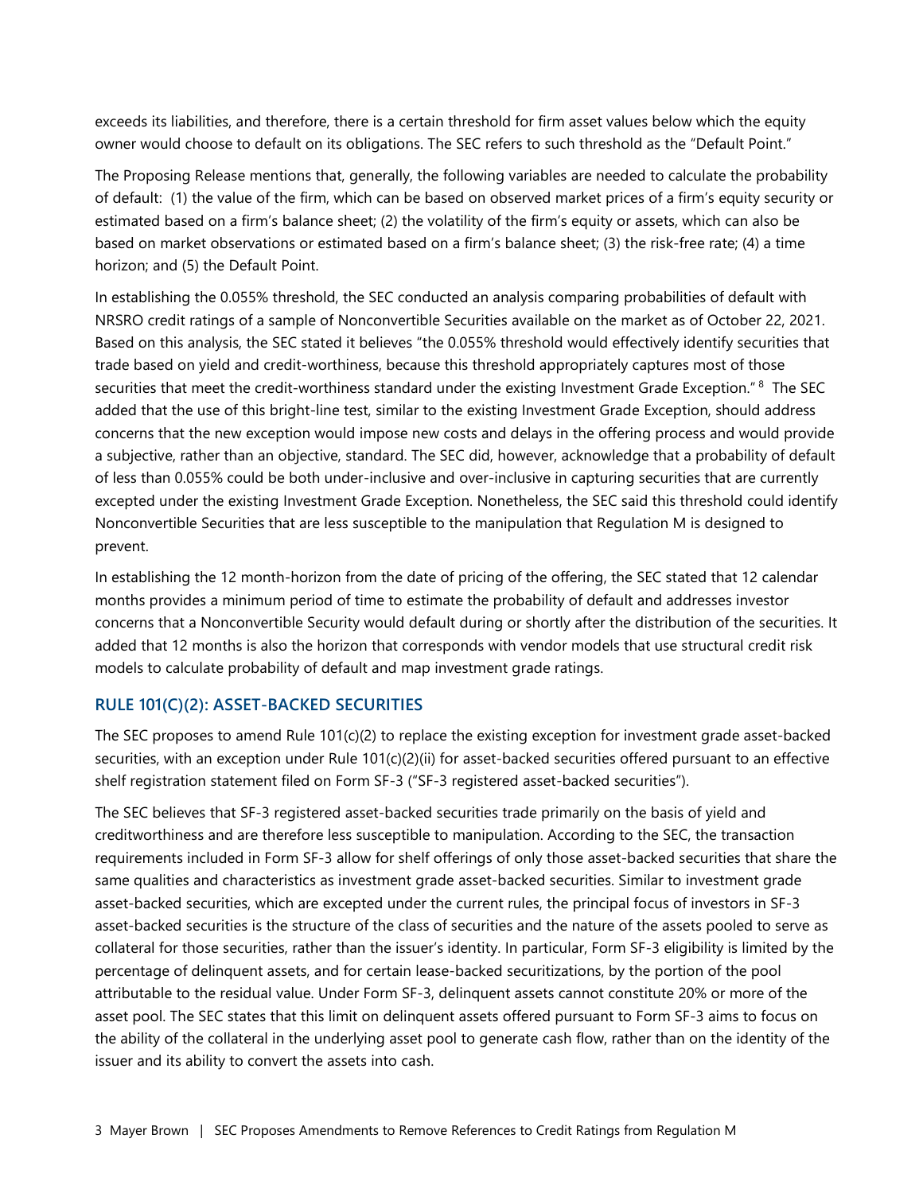exceeds its liabilities, and therefore, there is a certain threshold for firm asset values below which the equity owner would choose to default on its obligations. The SEC refers to such threshold as the "Default Point."

The Proposing Release mentions that, generally, the following variables are needed to calculate the probability of default: (1) the value of the firm, which can be based on observed market prices of a firm's equity security or estimated based on a firm's balance sheet; (2) the volatility of the firm's equity or assets, which can also be based on market observations or estimated based on a firm's balance sheet; (3) the risk-free rate; (4) a time horizon; and (5) the Default Point.

In establishing the 0.055% threshold, the SEC conducted an analysis comparing probabilities of default with NRSRO credit ratings of a sample of Nonconvertible Securities available on the market as of October 22, 2021. Based on this analysis, the SEC stated it believes "the 0.055% threshold would effectively identify securities that trade based on yield and credit-worthiness, because this threshold appropriately captures most of those securities that meet the credit-worthiness standard under the existing Investment Grade Exception." [8] The SEC added that the use of this bright-line test, similar to the existing Investment Grade Exception, should address concerns that the new exception would impose new costs and delays in the offering process and would provide a subjective, rather than an objective, standard. The SEC did, however, acknowledge that a probability of default of less than 0.055% could be both under-inclusive and over-inclusive in capturing securities that are currently excepted under the existing Investment Grade Exception. Nonetheless, the SEC said this threshold could identify Nonconvertible Securities that are less susceptible to the manipulation that Regulation M is designed to prevent.

In establishing the 12 month-horizon from the date of pricing of the offering, the SEC stated that 12 calendar months provides a minimum period of time to estimate the probability of default and addresses investor concerns that a Nonconvertible Security would default during or shortly after the distribution of the securities. It added that 12 months is also the horizon that corresponds with vendor models that use structural credit risk models to calculate probability of default and map investment grade ratings.

## RULE 101(C)(2): ASSET-BACKED SECURITIES

The SEC proposes to amend Rule 101(c)(2) to replace the existing exception for investment grade asset-backed securities, with an exception under Rule 101(c)(2)(ii) for asset-backed securities offered pursuant to an effective shelf registration statement filed on Form SF-3 ("SF-3 registered asset-backed securities").

The SEC believes that SF-3 registered asset-backed securities trade primarily on the basis of yield and creditworthiness and are therefore less susceptible to manipulation. According to the SEC, the transaction requirements included in Form SF-3 allow for shelf offerings of only those asset-backed securities that share the same qualities and characteristics as investment grade asset-backed securities. Similar to investment grade asset-backed securities, which are excepted under the current rules, the principal focus of investors in SF-3 asset-backed securities is the structure of the class of securities and the nature of the assets pooled to serve as collateral for those securities, rather than the issuer's identity. In particular, Form SF-3 eligibility is limited by the percentage of delinquent assets, and for certain lease-backed securitizations, by the portion of the pool attributable to the residual value. Under Form SF-3, delinquent assets cannot constitute 20% or more of the asset pool. The SEC states that this limit on delinquent assets offered pursuant to Form SF-3 aims to focus on the ability of the collateral in the underlying asset pool to generate cash flow, rather than on the identity of the issuer and its ability to convert the assets into cash.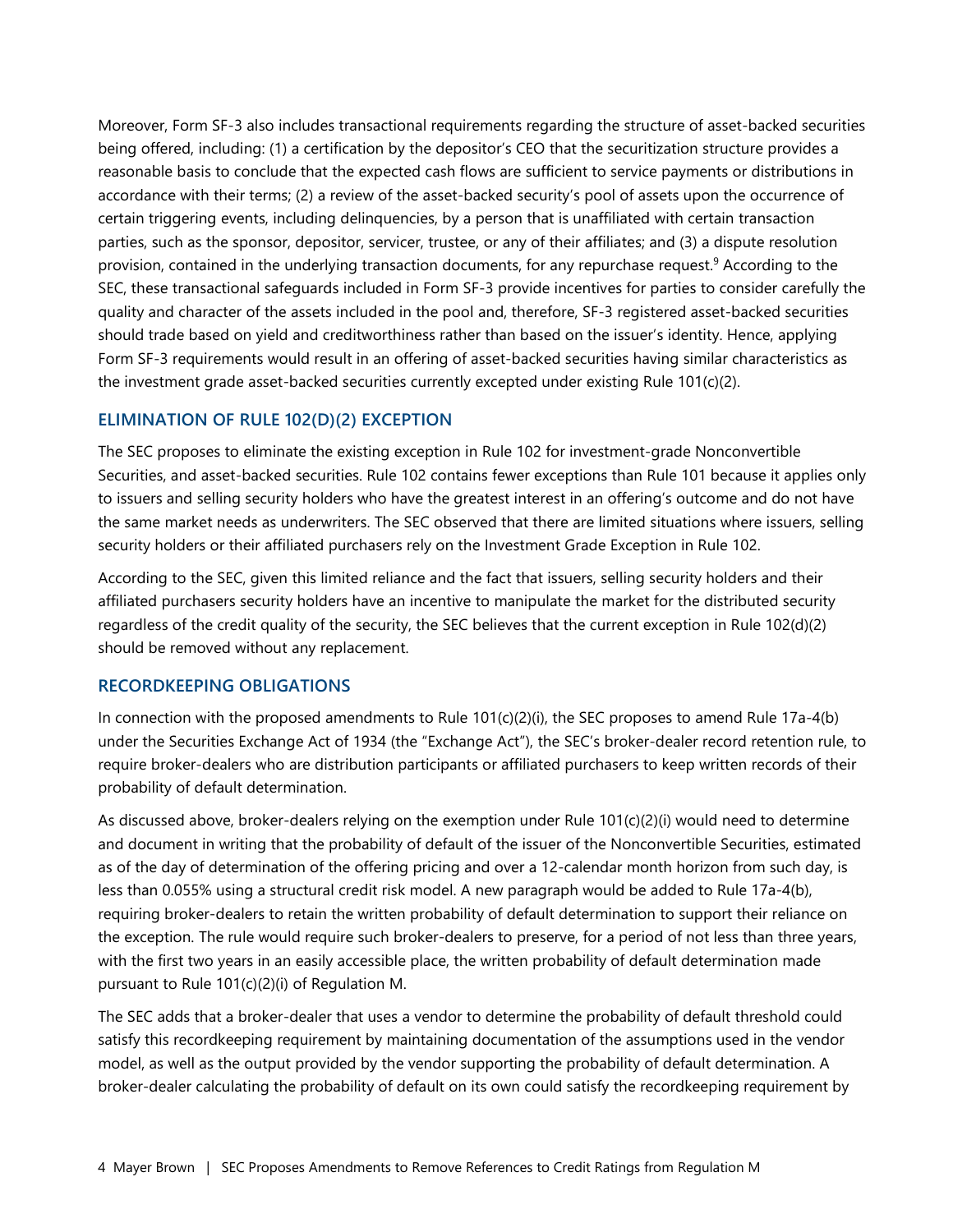Moreover, Form SF-3 also includes transactional requirements regarding the structure of asset-backed securities being offered, including: (1) a certification by the depositor's CEO that the securitization structure provides a reasonable basis to conclude that the expected cash flows are sufficient to service payments or distributions in accordance with their terms; (2) a review of the asset-backed security's pool of assets upon the occurrence of certain triggering events, including delinquencies, by a person that is unaffiliated with certain transaction parties, such as the sponsor, depositor, servicer, trustee, or any of their affiliates; and (3) a dispute resolution provision, contained in the underlying transaction documents, for any repurchase request.[9] According to the SEC, these transactional safeguards included in Form SF-3 provide incentives for parties to consider carefully the quality and character of the assets included in the pool and, therefore, SF-3 registered asset-backed securities should trade based on yield and creditworthiness rather than based on the issuer's identity. Hence, applying Form SF-3 requirements would result in an offering of asset-backed securities having similar characteristics as the investment grade asset-backed securities currently excepted under existing Rule 101(c)(2).

## ELIMINATION OF RULE 102(D)(2) EXCEPTION

The SEC proposes to eliminate the existing exception in Rule 102 for investment-grade Nonconvertible Securities, and asset-backed securities. Rule 102 contains fewer exceptions than Rule 101 because it applies only to issuers and selling security holders who have the greatest interest in an offering's outcome and do not have the same market needs as underwriters. The SEC observed that there are limited situations where issuers, selling security holders or their affiliated purchasers rely on the Investment Grade Exception in Rule 102.

According to the SEC, given this limited reliance and the fact that issuers, selling security holders and their affiliated purchasers security holders have an incentive to manipulate the market for the distributed security regardless of the credit quality of the security, the SEC believes that the current exception in Rule 102(d)(2) should be removed without any replacement.

## RECORDKEEPING OBLIGATIONS

In connection with the proposed amendments to Rule 101(c)(2)(i), the SEC proposes to amend Rule 17a-4(b) under the Securities Exchange Act of 1934 (the "Exchange Act"), the SEC's broker-dealer record retention rule, to require broker-dealers who are distribution participants or affiliated purchasers to keep written records of their probability of default determination.

As discussed above, broker-dealers relying on the exemption under Rule 101(c)(2)(i) would need to determine and document in writing that the probability of default of the issuer of the Nonconvertible Securities, estimated as of the day of determination of the offering pricing and over a 12-calendar month horizon from such day, is less than 0.055% using a structural credit risk model. A new paragraph would be added to Rule 17a-4(b), requiring broker-dealers to retain the written probability of default determination to support their reliance on the exception. The rule would require such broker-dealers to preserve, for a period of not less than three years, with the first two years in an easily accessible place, the written probability of default determination made pursuant to Rule 101(c)(2)(i) of Regulation M.

The SEC adds that a broker-dealer that uses a vendor to determine the probability of default threshold could satisfy this recordkeeping requirement by maintaining documentation of the assumptions used in the vendor model, as well as the output provided by the vendor supporting the probability of default determination. A broker-dealer calculating the probability of default on its own could satisfy the recordkeeping requirement by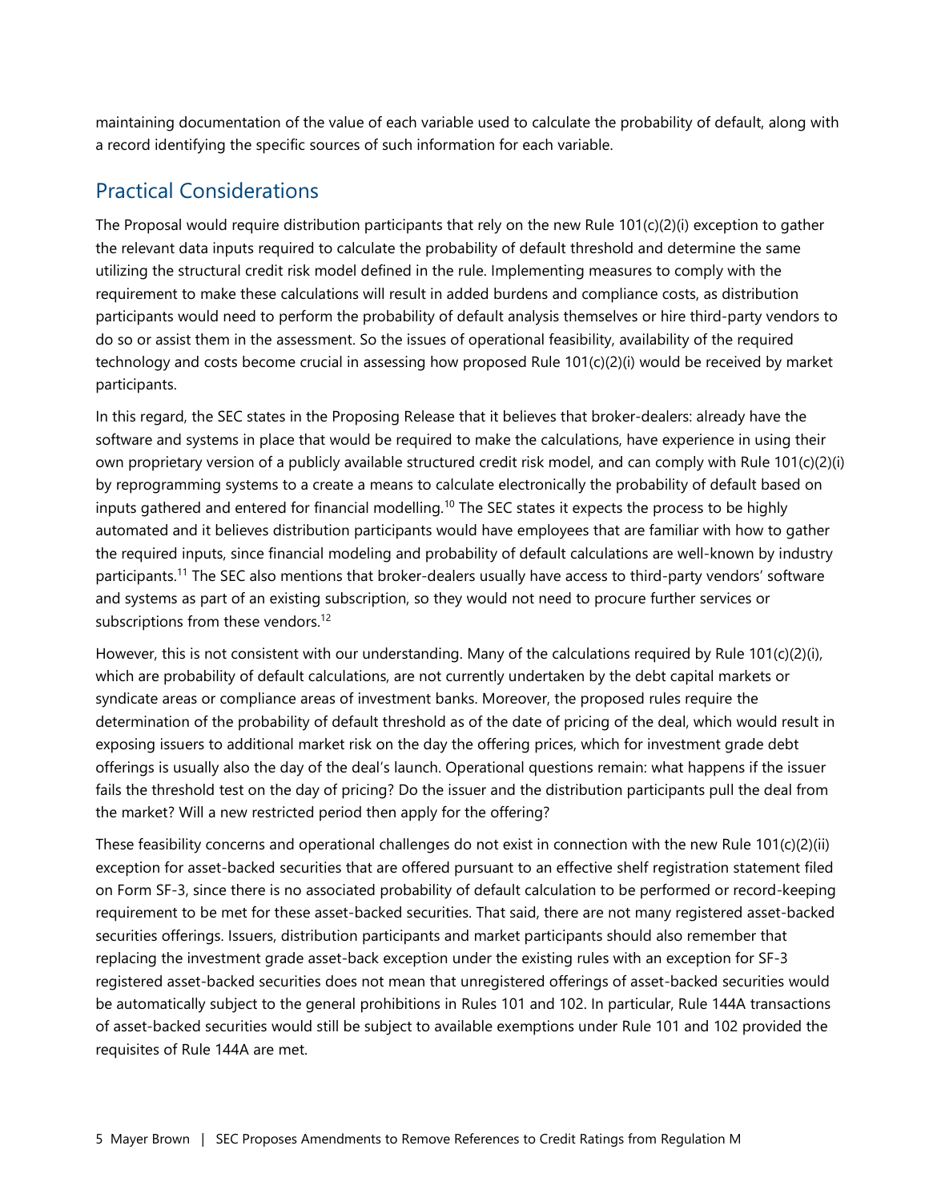maintaining documentation of the value of each variable used to calculate the probability of default, along with a record identifying the specific sources of such information for each variable.

## Practical Considerations

The Proposal would require distribution participants that rely on the new Rule 101(c)(2)(i) exception to gather the relevant data inputs required to calculate the probability of default threshold and determine the same utilizing the structural credit risk model defined in the rule. Implementing measures to comply with the requirement to make these calculations will result in added burdens and compliance costs, as distribution participants would need to perform the probability of default analysis themselves or hire third-party vendors to do so or assist them in the assessment. So the issues of operational feasibility, availability of the required technology and costs become crucial in assessing how proposed Rule 101(c)(2)(i) would be received by market participants.

In this regard, the SEC states in the Proposing Release that it believes that broker-dealers: already have the software and systems in place that would be required to make the calculations, have experience in using their own proprietary version of a publicly available structured credit risk model, and can comply with Rule 101(c)(2)(i) by reprogramming systems to a create a means to calculate electronically the probability of default based on inputs gathered and entered for financial modelling.[10] The SEC states it expects the process to be highly automated and it believes distribution participants would have employees that are familiar with how to gather the required inputs, since financial modeling and probability of default calculations are well-known by industry participants.[11] The SEC also mentions that broker-dealers usually have access to third-party vendors' software and systems as part of an existing subscription, so they would not need to procure further services or subscriptions from these vendors.[12]

However, this is not consistent with our understanding. Many of the calculations required by Rule 101(c)(2)(i), which are probability of default calculations, are not currently undertaken by the debt capital markets or syndicate areas or compliance areas of investment banks. Moreover, the proposed rules require the determination of the probability of default threshold as of the date of pricing of the deal, which would result in exposing issuers to additional market risk on the day the offering prices, which for investment grade debt offerings is usually also the day of the deal's launch. Operational questions remain: what happens if the issuer fails the threshold test on the day of pricing? Do the issuer and the distribution participants pull the deal from the market? Will a new restricted period then apply for the offering?

These feasibility concerns and operational challenges do not exist in connection with the new Rule 101(c)(2)(ii) exception for asset-backed securities that are offered pursuant to an effective shelf registration statement filed on Form SF-3, since there is no associated probability of default calculation to be performed or record-keeping requirement to be met for these asset-backed securities. That said, there are not many registered asset-backed securities offerings. Issuers, distribution participants and market participants should also remember that replacing the investment grade asset-back exception under the existing rules with an exception for SF-3 registered asset-backed securities does not mean that unregistered offerings of asset-backed securities would be automatically subject to the general prohibitions in Rules 101 and 102. In particular, Rule 144A transactions of asset-backed securities would still be subject to available exemptions under Rule 101 and 102 provided the requisites of Rule 144A are met.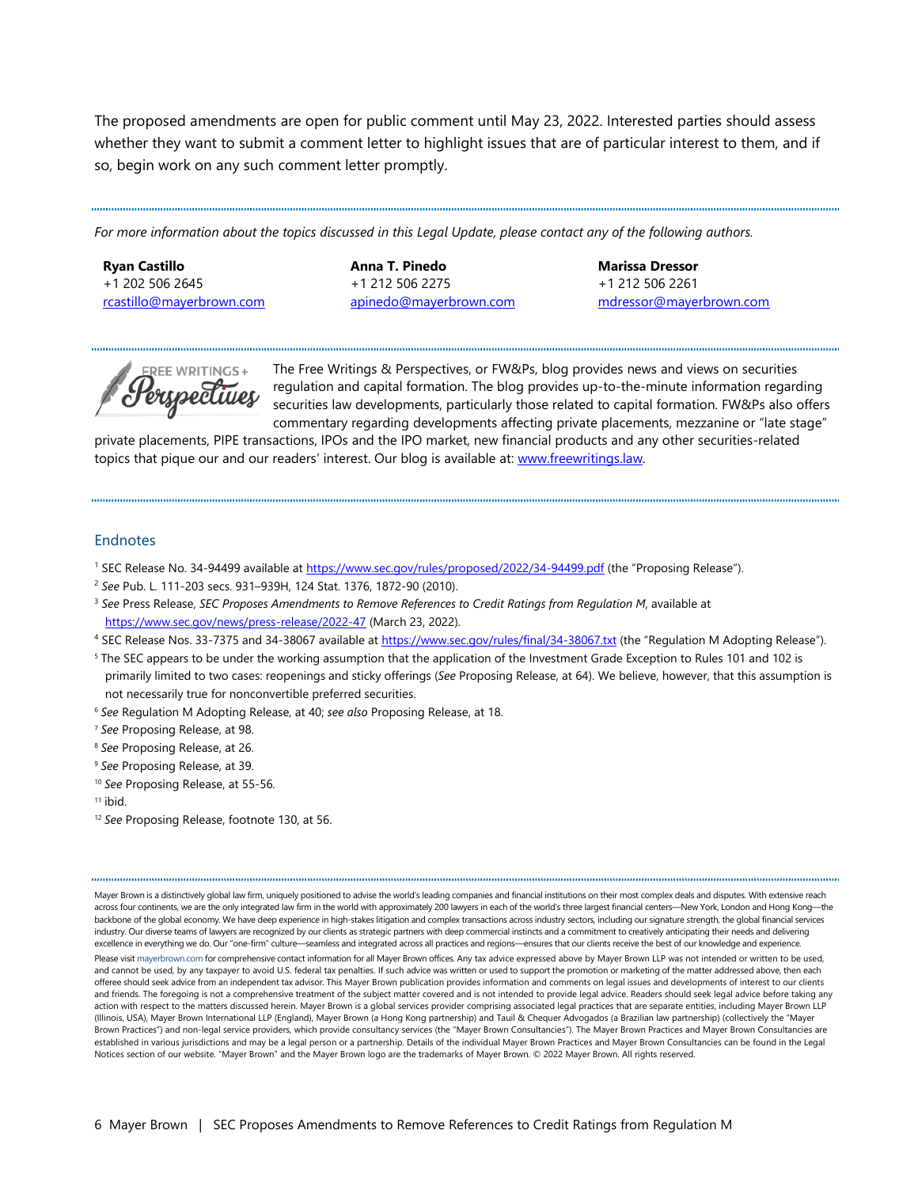The proposed amendments are open for public comment until May 23, 2022. Interested parties should assess whether they want to submit a comment letter to highlight issues that are of particular interest to them, and if so, begin work on any such comment letter promptly.

*For more information about the topics discussed in this Legal Update, please contact any of the following authors.*

**Ryan Castillo**
+1 202 506 2645
[rcastillo@mayerbrown.com](mailto:rcastillo@mayerbrown.com)

**Anna T. Pinedo**
+1 212 506 2275
[apinedo@mayerbrown.com](mailto:apinedo@mayerbrown.com)

**Marissa Dressor**
+1 212 506 2261
[mdressor@mayerbrown.com](mailto:mdressor@mayerbrown.com)

FREE WRITINGS + Perspectives

The Free Writings & Perspectives, or FW&Ps, blog provides news and views on securities regulation and capital formation. The blog provides up-to-the-minute information regarding securities law developments, particularly those related to capital formation. FW&Ps also offers commentary regarding developments affecting private placements, mezzanine or "late stage" private placements, PIPE transactions, IPOs and the IPO market, new financial products and any other securities-related topics that pique our and our readers' interest. Our blog is available at: [www.freewritings.law](http://www.freewritings.law).

## Endnotes

[1] SEC Release No. 34-94499 available at https://www.sec.gov/rules/proposed/2022/34-94499.pdf (the "Proposing Release").

[2] *See* Pub. L. 111-203 secs. 931–939H, 124 Stat. 1376, 1872-90 (2010).

[3] *See* Press Release, *SEC Proposes Amendments to Remove References to Credit Ratings from Regulation M*, available at https://www.sec.gov/news/press-release/2022-47 (March 23, 2022).

[4] SEC Release Nos. 33-7375 and 34-38067 available at https://www.sec.gov/rules/final/34-38067.txt (the "Regulation M Adopting Release").

[5] The SEC appears to be under the working assumption that the application of the Investment Grade Exception to Rules 101 and 102 is primarily limited to two cases: reopenings and sticky offerings (*See* Proposing Release, at 64). We believe, however, that this assumption is not necessarily true for nonconvertible preferred securities.

[6] *See* Regulation M Adopting Release, at 40; *see also* Proposing Release, at 18.

[7] *See* Proposing Release, at 98.

[8] *See* Proposing Release, at 26.

[9] *See* Proposing Release, at 39.

[10] *See* Proposing Release, at 55-56.

[11] ibid.

[12] *See* Proposing Release, footnote 130, at 56.

Mayer Brown is a distinctively global law firm, uniquely positioned to advise the world's leading companies and financial institutions on their most complex deals and disputes. With extensive reach across four continents, we are the only integrated law firm in the world with approximately 200 lawyers in each of the world's three largest financial centers—New York, London and Hong Kong—the backbone of the global economy. We have deep experience in high-stakes litigation and complex transactions across industry sectors, including our signature strength, the global financial services industry. Our diverse teams of lawyers are recognized by our clients as strategic partners with deep commercial instincts and a commitment to creatively anticipating their needs and delivering excellence in everything we do. Our "one-firm" culture—seamless and integrated across all practices and regions—ensures that our clients receive the best of our knowledge and experience.

Please visit mayerbrown.com for comprehensive contact information for all Mayer Brown offices. Any tax advice expressed above by Mayer Brown LLP was not intended or written to be used, and cannot be used, by any taxpayer to avoid U.S. federal tax penalties. If such advice was written or used to support the promotion or marketing of the matter addressed above, then each offeree should seek advice from an independent tax advisor. This Mayer Brown publication provides information and comments on legal issues and developments of interest to our clients and friends. The foregoing is not a comprehensive treatment of the subject matter covered and is not intended to provide legal advice. Readers should seek legal advice before taking any action with respect to the matters discussed herein. Mayer Brown is a global services provider comprising associated legal practices that are separate entities, including Mayer Brown LLP (Illinois, USA), Mayer Brown International LLP (England), Mayer Brown (a Hong Kong partnership) and Tauil & Chequer Advogados (a Brazilian law partnership) (collectively the "Mayer Brown Practices") and non-legal service providers, which provide consultancy services (the "Mayer Brown Consultancies"). The Mayer Brown Practices and Mayer Brown Consultancies are established in various jurisdictions and may be a legal person or a partnership. Details of the individual Mayer Brown Practices and Mayer Brown Consultancies can be found in the Legal Notices section of our website. "Mayer Brown" and the Mayer Brown logo are the trademarks of Mayer Brown. © 2022 Mayer Brown. All rights reserved.